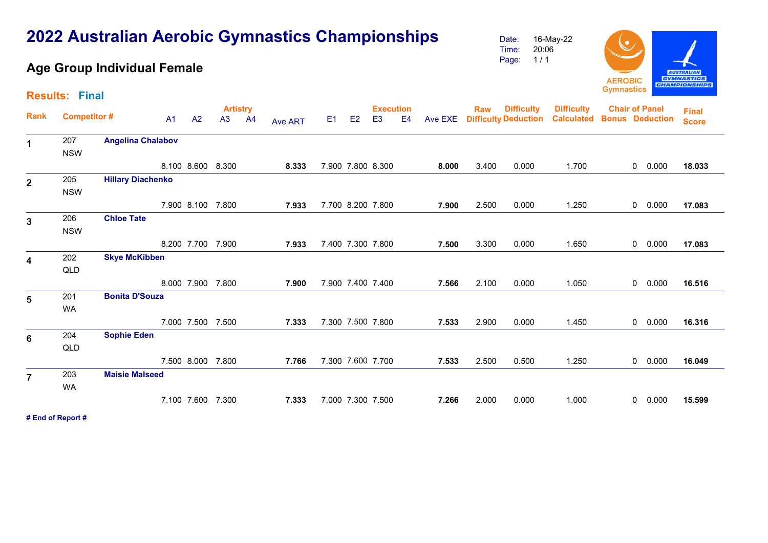# 2022 Australian Aerobic Gymnastics Championships

## Age Group Individual Female

Date: 16-May-22
Time: 20:06

**Results: Final**

| Rank | Competitor # | | Artistry A1 | A2 | A3 | A4 | Ave ART | Execution E1 | E2 | E3 | E4 | Ave EXE | Raw Difficulty | Difficulty Deduction | Difficulty Calculated | Chair of Panel Bonus | Deduction | Final Score |
|---|---|---|---|---|---|---|---|---|---|---|---|---|---|---|---|---|---|---|
| 1 | 207 NSW | **Angelina Chalabov** | 8.100 | 8.600 | 8.300 | | **8.333** | 7.900 | 7.800 | 8.300 | | **8.000** | 3.400 | 0.000 | 1.700 | 0 | 0.000 | **18.033** |
| 2 | 205 NSW | **Hillary Diachenko** | 7.900 | 8.100 | 7.800 | | **7.933** | 7.700 | 8.200 | 7.800 | | **7.900** | 2.500 | 0.000 | 1.250 | 0 | 0.000 | **17.083** |
| 3 | 206 NSW | **Chloe Tate** | 8.200 | 7.700 | 7.900 | | **7.933** | 7.400 | 7.300 | 7.800 | | **7.500** | 3.300 | 0.000 | 1.650 | 0 | 0.000 | **17.083** |
| 4 | 202 QLD | **Skye McKibben** | 8.000 | 7.900 | 7.800 | | **7.900** | 7.900 | 7.400 | 7.400 | | **7.566** | 2.100 | 0.000 | 1.050 | 0 | 0.000 | **16.516** |
| 5 | 201 WA | **Bonita D'Souza** | 7.000 | 7.500 | 7.500 | | **7.333** | 7.300 | 7.500 | 7.800 | | **7.533** | 2.900 | 0.000 | 1.450 | 0 | 0.000 | **16.316** |
| 6 | 204 QLD | **Sophie Eden** | 7.500 | 8.000 | 7.800 | | **7.766** | 7.300 | 7.600 | 7.700 | | **7.533** | 2.500 | 0.500 | 1.250 | 0 | 0.000 | **16.049** |
| 7 | 203 WA | **Maisie Malseed** | 7.100 | 7.600 | 7.300 | | **7.333** | 7.000 | 7.300 | 7.500 | | **7.266** | 2.000 | 0.000 | 1.000 | 0 | 0.000 | **15.599** |

**# End of Report #**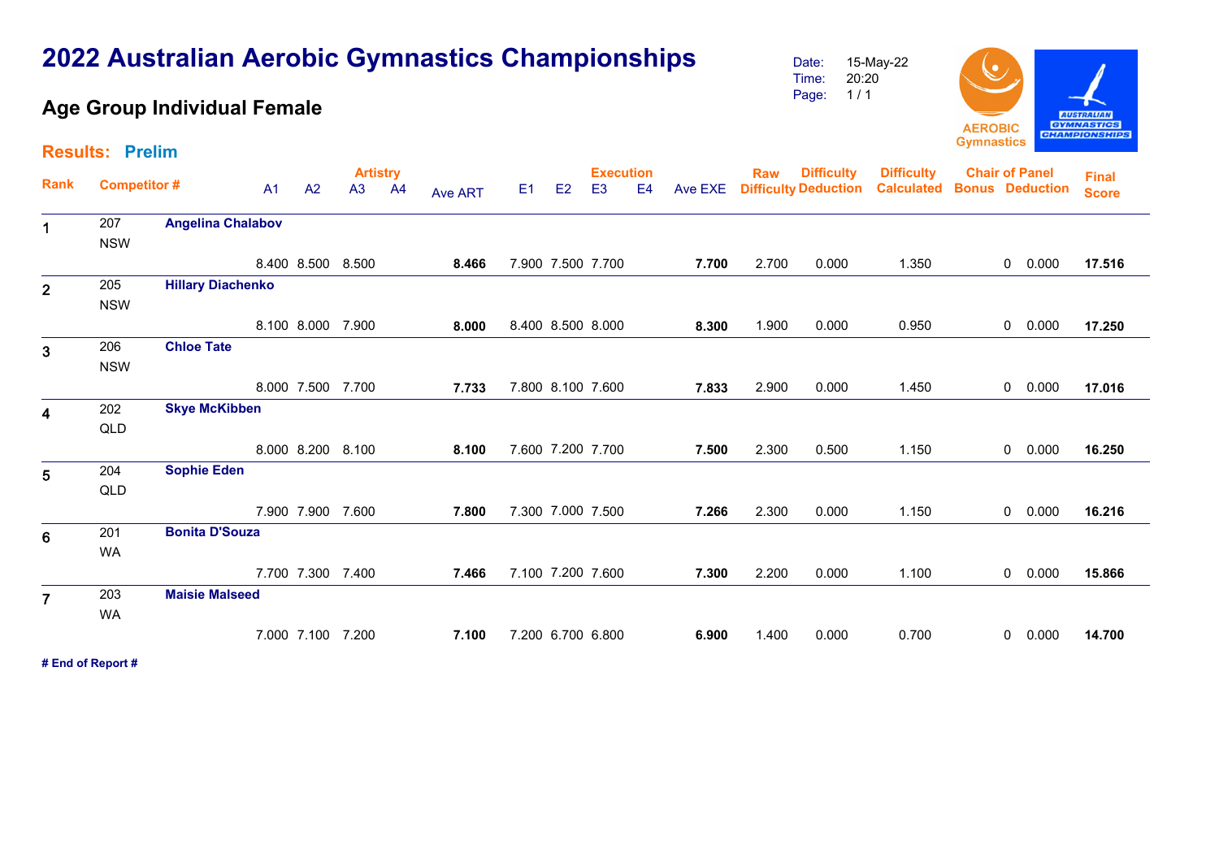# 2022 Australian Aerobic Gymnastics Championships

## Age Group Individual Female

Date: 15-May-22
Time: 20:20

### Results: Prelim

| Rank | Competitor # | | A1 | A2 | A3 | A4 | Ave ART | E1 | E2 | E3 | E4 | Ave EXE | Raw Difficulty | Difficulty Deduction | Difficulty Calculated | Chair of Panel Bonus | Chair of Panel Deduction | Final Score |
|---|---|---|---|---|---|---|---|---|---|---|---|---|---|---|---|---|---|---|
| 1 | 207 NSW | Angelina Chalabov | 8.400 | 8.500 | 8.500 | | **8.466** | 7.900 | 7.500 | 7.700 | | **7.700** | 2.700 | 0.000 | 1.350 | 0 | 0.000 | **17.516** |
| 2 | 205 NSW | Hillary Diachenko | 8.100 | 8.000 | 7.900 | | **8.000** | 8.400 | 8.500 | 8.000 | | **8.300** | 1.900 | 0.000 | 0.950 | 0 | 0.000 | **17.250** |
| 3 | 206 NSW | Chloe Tate | 8.000 | 7.500 | 7.700 | | **7.733** | 7.800 | 8.100 | 7.600 | | **7.833** | 2.900 | 0.000 | 1.450 | 0 | 0.000 | **17.016** |
| 4 | 202 QLD | Skye McKibben | 8.000 | 8.200 | 8.100 | | **8.100** | 7.600 | 7.200 | 7.700 | | **7.500** | 2.300 | 0.500 | 1.150 | 0 | 0.000 | **16.250** |
| 5 | 204 QLD | Sophie Eden | 7.900 | 7.900 | 7.600 | | **7.800** | 7.300 | 7.000 | 7.500 | | **7.266** | 2.300 | 0.000 | 1.150 | 0 | 0.000 | **16.216** |
| 6 | 201 WA | Bonita D'Souza | 7.700 | 7.300 | 7.400 | | **7.466** | 7.100 | 7.200 | 7.600 | | **7.300** | 2.200 | 0.000 | 1.100 | 0 | 0.000 | **15.866** |
| 7 | 203 WA | Maisie Malseed | 7.000 | 7.100 | 7.200 | | **7.100** | 7.200 | 6.700 | 6.800 | | **6.900** | 1.400 | 0.000 | 0.700 | 0 | 0.000 | **14.700** |

**# End of Report #**